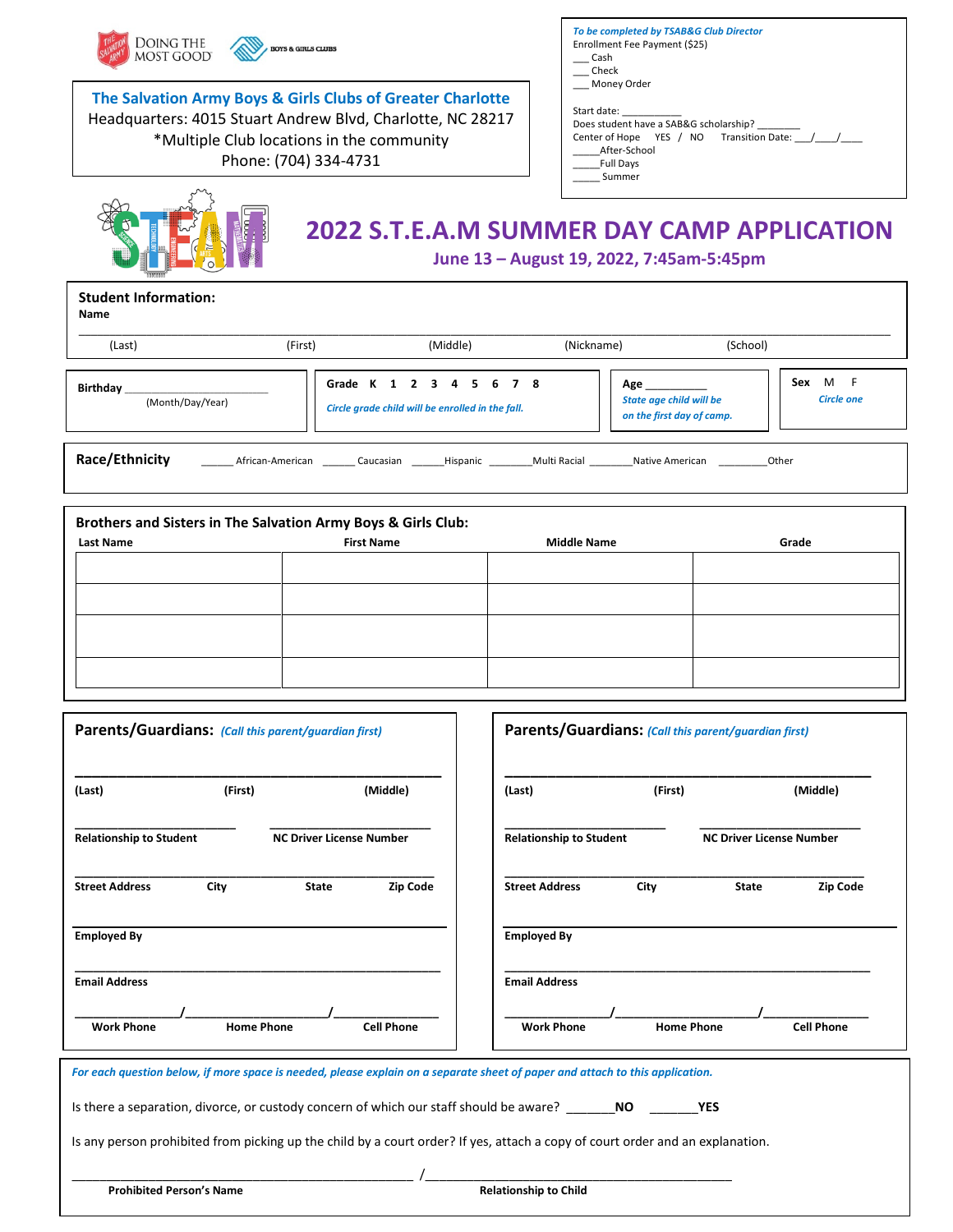DOING THE MOST GOOD

BOYS & GIRLS CLUBS

**The Salvation Army Boys & Girls Clubs of Greater Charlotte**
Headquarters: 4015 Stuart Andrew Blvd, Charlotte, NC 28217
*Multiple Club locations in the community
Phone: (704) 334-4731

*To be completed by TSAB&G Club Director*
Enrollment Fee Payment ($25)
___ Cash
___ Check
___ Money Order

Start date: ___________
Does student have a SAB&G scholarship? ________
Center of Hope YES / NO Transition Date: ___/____/____
_____After-School
_____Full Days
_____ Summer

# 2022 S.T.E.A.M SUMMER DAY CAMP APPLICATION

**June 13 – August 19, 2022, 7:45am-5:45pm**

**Student Information:**
**Name**

_______________________________________________________________________________
(Last) (First) (Middle) (Nickname) (School)

**Birthday** ______________________
(Month/Day/Year)

**Grade** K 1 2 3 4 5 6 7 8
*Circle grade child will be enrolled in the fall.*

**Age** __________
*State age child will be on the first day of camp.*

**Sex** M F
*Circle one*

**Race/Ethnicity** ______ African-American ______ Caucasian ______Hispanic _______Multi Racial _______Native American ________Other

**Brothers and Sisters in The Salvation Army Boys & Girls Club:**

| Last Name | First Name | Middle Name | Grade |
|---|---|---|---|
| | | | |
| | | | |
| | | | |
| | | | |

**Parents/Guardians:** *(Call this parent/guardian first)*

_______________________________________________
**(Last) (First) (Middle)**

_______________________ _______________________
**Relationship to Student** **NC Driver License Number**

_______________________________________________
**Street Address City State Zip Code**

**Employed By**

_______________________________________________
**Email Address**

______________/___________________/______________
**Work Phone Home Phone Cell Phone**

**Parents/Guardians:** *(Call this parent/guardian first)*

_______________________________________________
**(Last) (First) (Middle)**

_______________________ _______________________
**Relationship to Student** **NC Driver License Number**

_______________________________________________
**Street Address City State Zip Code**

**Employed By**

_______________________________________________
**Email Address**

______________/___________________/______________
**Work Phone Home Phone Cell Phone**

*For each question below, if more space is needed, please explain on a separate sheet of paper and attach to this application.*

Is there a separation, divorce, or custody concern of which our staff should be aware? _______**NO** _______**YES**

Is any person prohibited from picking up the child by a court order? If yes, attach a copy of court order and an explanation.

_______________________________________________ /_________________________________________
**Prohibited Person's Name** **Relationship to Child**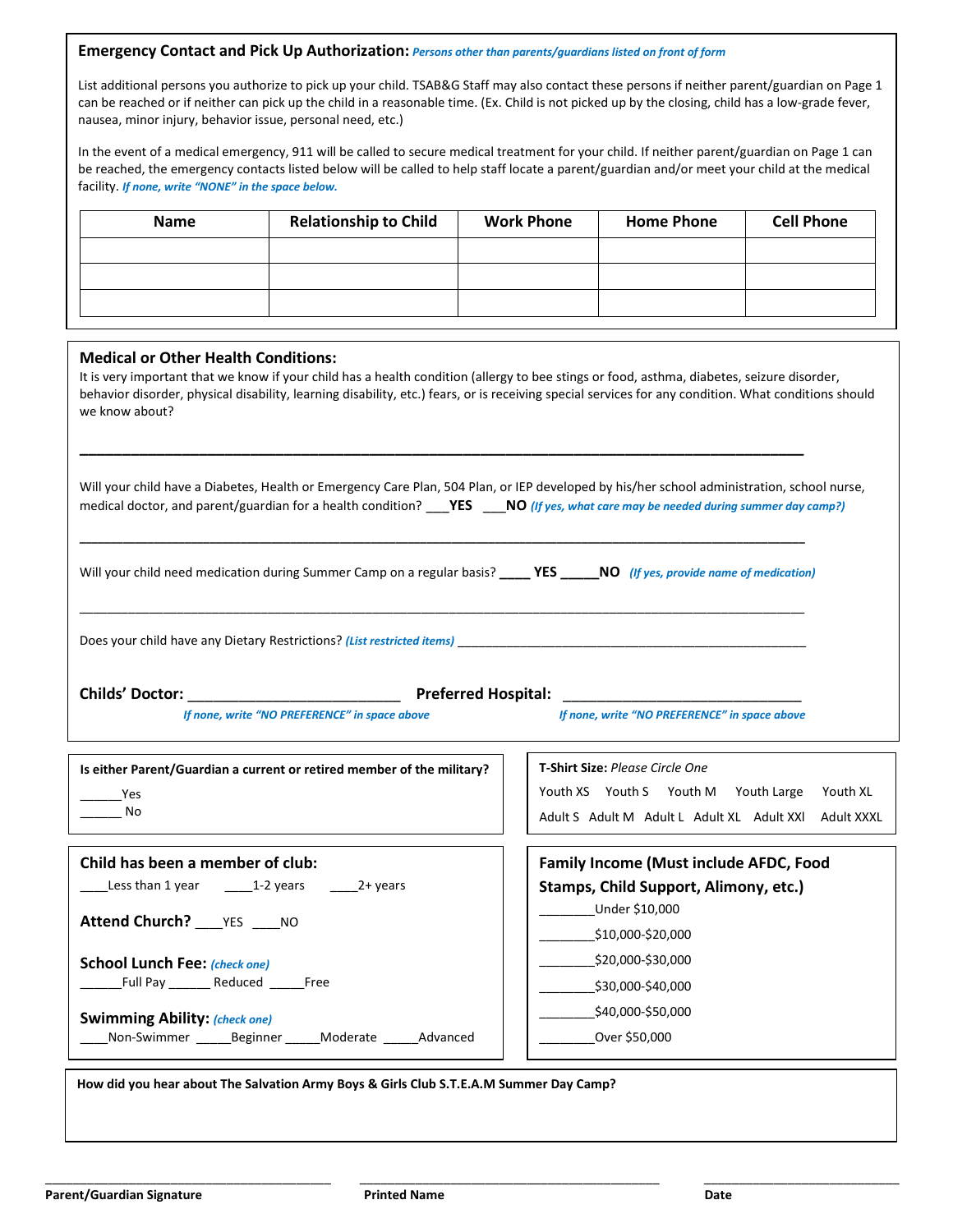**Emergency Contact and Pick Up Authorization:** ***Persons other than parents/guardians listed on front of form***

List additional persons you authorize to pick up your child. TSAB&G Staff may also contact these persons if neither parent/guardian on Page 1 can be reached or if neither can pick up the child in a reasonable time. (Ex. Child is not picked up by the closing, child has a low-grade fever, nausea, minor injury, behavior issue, personal need, etc.)

In the event of a medical emergency, 911 will be called to secure medical treatment for your child. If neither parent/guardian on Page 1 can be reached, the emergency contacts listed below will be called to help staff locate a parent/guardian and/or meet your child at the medical facility. ***If none, write "NONE" in the space below.***

| Name | Relationship to Child | Work Phone | Home Phone | Cell Phone |
|---|---|---|---|---|
| | | | | |
| | | | | |
| | | | | |

**Medical or Other Health Conditions:**

It is very important that we know if your child has a health condition (allergy to bee stings or food, asthma, diabetes, seizure disorder, behavior disorder, physical disability, learning disability, etc.) fears, or is receiving special services for any condition. What conditions should we know about?

_______________________________________________________________________________

Will your child have a Diabetes, Health or Emergency Care Plan, 504 Plan, or IEP developed by his/her school administration, school nurse, medical doctor, and parent/guardian for a health condition? ___**YES** ___**NO** ***(If yes, what care may be needed during summer day camp?)***

_______________________________________________________________________________

Will your child need medication during Summer Camp on a regular basis? ____ **YES** _____**NO** ***(If yes, provide name of medication)***

_______________________________________________________________________________

Does your child have any Dietary Restrictions? ***(List restricted items)*** ___________________________________________

**Childs' Doctor:** ___________________________ **Preferred Hospital:** ______________________________

***If none, write "NO PREFERENCE" in space above*** ***If none, write "NO PREFERENCE" in space above***

**Is either Parent/Guardian a current or retired member of the military?**

______Yes
______ No

**T-Shirt Size:** *Please Circle One*

Youth XS Youth S Youth M Youth Large Youth XL

Adult S Adult M Adult L Adult XL Adult XXl Adult XXXL

**Child has been a member of club:**

____Less than 1 year ____1-2 years ____2+ years

**Attend Church?** ____YES ____NO

**School Lunch Fee:** ***(check one)***

______Full Pay ______ Reduced _____Free

**Swimming Ability:** ***(check one)***

____Non-Swimmer _____Beginner _____Moderate _____Advanced

**Family Income (Must include AFDC, Food Stamps, Child Support, Alimony, etc.)**

________Under $10,000

________$10,000-$20,000

________$20,000-$30,000

________$30,000-$40,000

________$40,000-$50,000

________Over $50,000

**How did you hear about The Salvation Army Boys & Girls Club S.T.E.A.M Summer Day Camp?**

______________________________ ______________________________ ______________________

**Parent/Guardian Signature** **Printed Name** **Date**